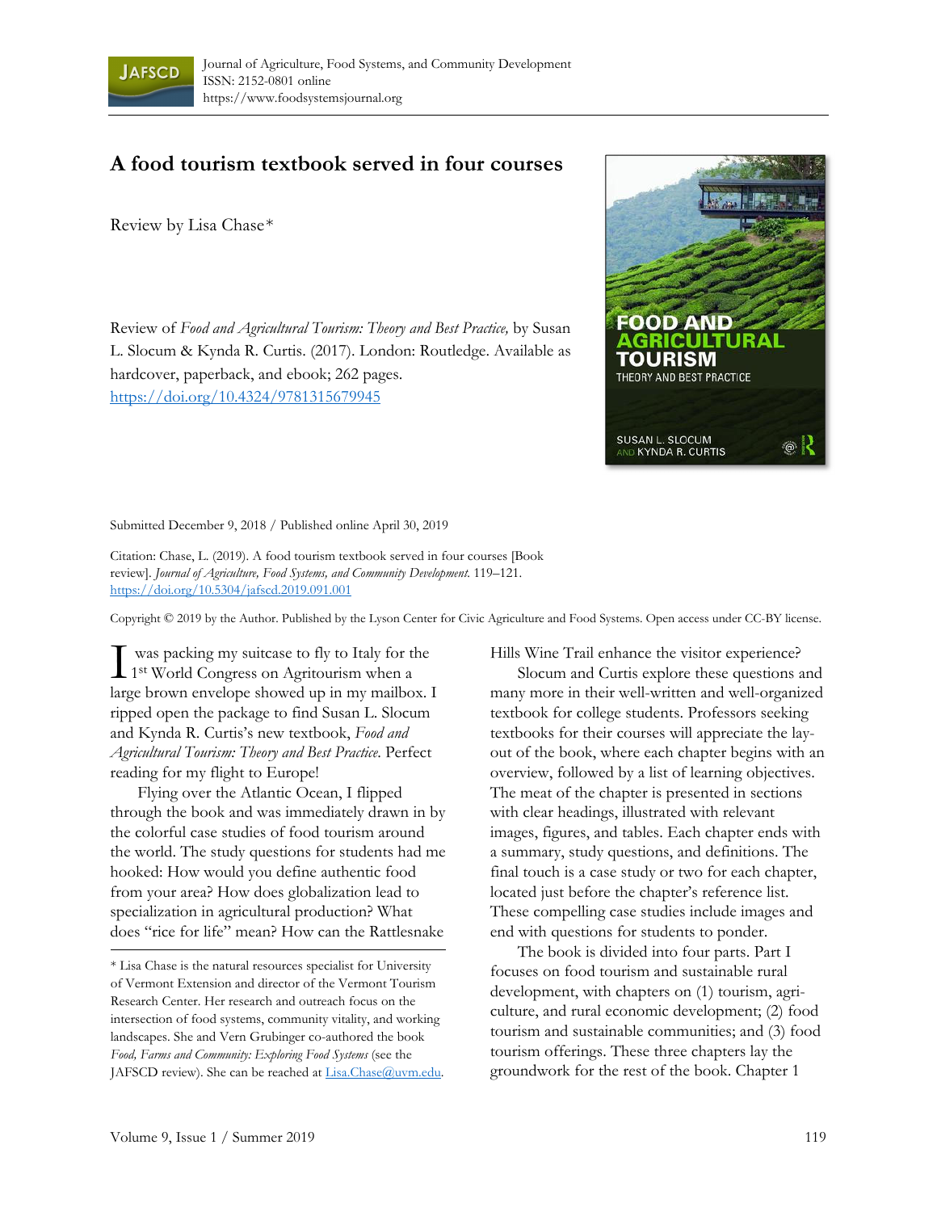# A food tourism textbook served in four courses

Review by Lisa Chase*

Review of *Food and Agricultural Tourism: Theory and Best Practice,* by Susan L. Slocum & Kynda R. Curtis. (2017). London: Routledge. Available as hardcover, paperback, and ebook; 262 pages. https://doi.org/10.4324/9781315679945

Submitted December 9, 2018 / Published online April 30, 2019

Citation: Chase, L. (2019). A food tourism textbook served in four courses [Book review]. *Journal of Agriculture, Food Systems, and Community Development.* 119–121. https://doi.org/10.5304/jafscd.2019.091.001

Copyright © 2019 by the Author. Published by the Lyson Center for Civic Agriculture and Food Systems. Open access under CC-BY license.

I was packing my suitcase to fly to Italy for the 1st World Congress on Agritourism when a large brown envelope showed up in my mailbox. I ripped open the package to find Susan L. Slocum and Kynda R. Curtis's new textbook, *Food and Agricultural Tourism: Theory and Best Practice.* Perfect reading for my flight to Europe!

Flying over the Atlantic Ocean, I flipped through the book and was immediately drawn in by the colorful case studies of food tourism around the world. The study questions for students had me hooked: How would you define authentic food from your area? How does globalization lead to specialization in agricultural production? What does "rice for life" mean? How can the Rattlesnake Hills Wine Trail enhance the visitor experience?

Slocum and Curtis explore these questions and many more in their well-written and well-organized textbook for college students. Professors seeking textbooks for their courses will appreciate the layout of the book, where each chapter begins with an overview, followed by a list of learning objectives. The meat of the chapter is presented in sections with clear headings, illustrated with relevant images, figures, and tables. Each chapter ends with a summary, study questions, and definitions. The final touch is a case study or two for each chapter, located just before the chapter's reference list. These compelling case studies include images and end with questions for students to ponder.

The book is divided into four parts. Part I focuses on food tourism and sustainable rural development, with chapters on (1) tourism, agriculture, and rural economic development; (2) food tourism and sustainable communities; and (3) food tourism offerings. These three chapters lay the groundwork for the rest of the book. Chapter 1

* Lisa Chase is the natural resources specialist for University of Vermont Extension and director of the Vermont Tourism Research Center. Her research and outreach focus on the intersection of food systems, community vitality, and working landscapes. She and Vern Grubinger co-authored the book *Food, Farms and Community: Exploring Food Systems* (see the JAFSCD review). She can be reached at Lisa.Chase@uvm.edu.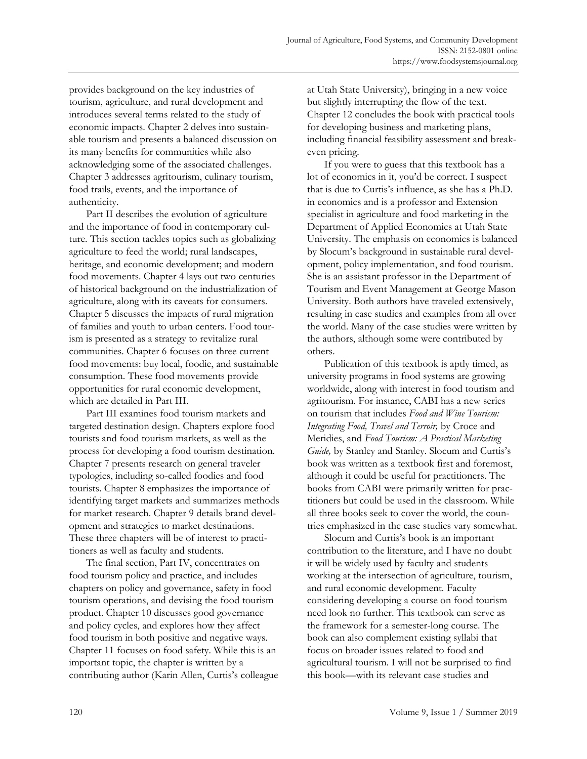provides background on the key industries of tourism, agriculture, and rural development and introduces several terms related to the study of economic impacts. Chapter 2 delves into sustainable tourism and presents a balanced discussion on its many benefits for communities while also acknowledging some of the associated challenges. Chapter 3 addresses agritourism, culinary tourism, food trails, events, and the importance of authenticity.

Part II describes the evolution of agriculture and the importance of food in contemporary culture. This section tackles topics such as globalizing agriculture to feed the world; rural landscapes, heritage, and economic development; and modern food movements. Chapter 4 lays out two centuries of historical background on the industrialization of agriculture, along with its caveats for consumers. Chapter 5 discusses the impacts of rural migration of families and youth to urban centers. Food tourism is presented as a strategy to revitalize rural communities. Chapter 6 focuses on three current food movements: buy local, foodie, and sustainable consumption. These food movements provide opportunities for rural economic development, which are detailed in Part III.

Part III examines food tourism markets and targeted destination design. Chapters explore food tourists and food tourism markets, as well as the process for developing a food tourism destination. Chapter 7 presents research on general traveler typologies, including so-called foodies and food tourists. Chapter 8 emphasizes the importance of identifying target markets and summarizes methods for market research. Chapter 9 details brand development and strategies to market destinations. These three chapters will be of interest to practitioners as well as faculty and students.

The final section, Part IV, concentrates on food tourism policy and practice, and includes chapters on policy and governance, safety in food tourism operations, and devising the food tourism product. Chapter 10 discusses good governance and policy cycles, and explores how they affect food tourism in both positive and negative ways. Chapter 11 focuses on food safety. While this is an important topic, the chapter is written by a contributing author (Karin Allen, Curtis's colleague at Utah State University), bringing in a new voice but slightly interrupting the flow of the text. Chapter 12 concludes the book with practical tools for developing business and marketing plans, including financial feasibility assessment and break-even pricing.

If you were to guess that this textbook has a lot of economics in it, you'd be correct. I suspect that is due to Curtis's influence, as she has a Ph.D. in economics and is a professor and Extension specialist in agriculture and food marketing in the Department of Applied Economics at Utah State University. The emphasis on economics is balanced by Slocum's background in sustainable rural development, policy implementation, and food tourism. She is an assistant professor in the Department of Tourism and Event Management at George Mason University. Both authors have traveled extensively, resulting in case studies and examples from all over the world. Many of the case studies were written by the authors, although some were contributed by others.

Publication of this textbook is aptly timed, as university programs in food systems are growing worldwide, along with interest in food tourism and agritourism. For instance, CABI has a new series on tourism that includes *Food and Wine Tourism: Integrating Food, Travel and Terroir,* by Croce and Meridies, and *Food Tourism: A Practical Marketing Guide,* by Stanley and Stanley. Slocum and Curtis's book was written as a textbook first and foremost, although it could be useful for practitioners. The books from CABI were primarily written for practitioners but could be used in the classroom. While all three books seek to cover the world, the countries emphasized in the case studies vary somewhat.

Slocum and Curtis's book is an important contribution to the literature, and I have no doubt it will be widely used by faculty and students working at the intersection of agriculture, tourism, and rural economic development. Faculty considering developing a course on food tourism need look no further. This textbook can serve as the framework for a semester-long course. The book can also complement existing syllabi that focus on broader issues related to food and agricultural tourism. I will not be surprised to find this book—with its relevant case studies and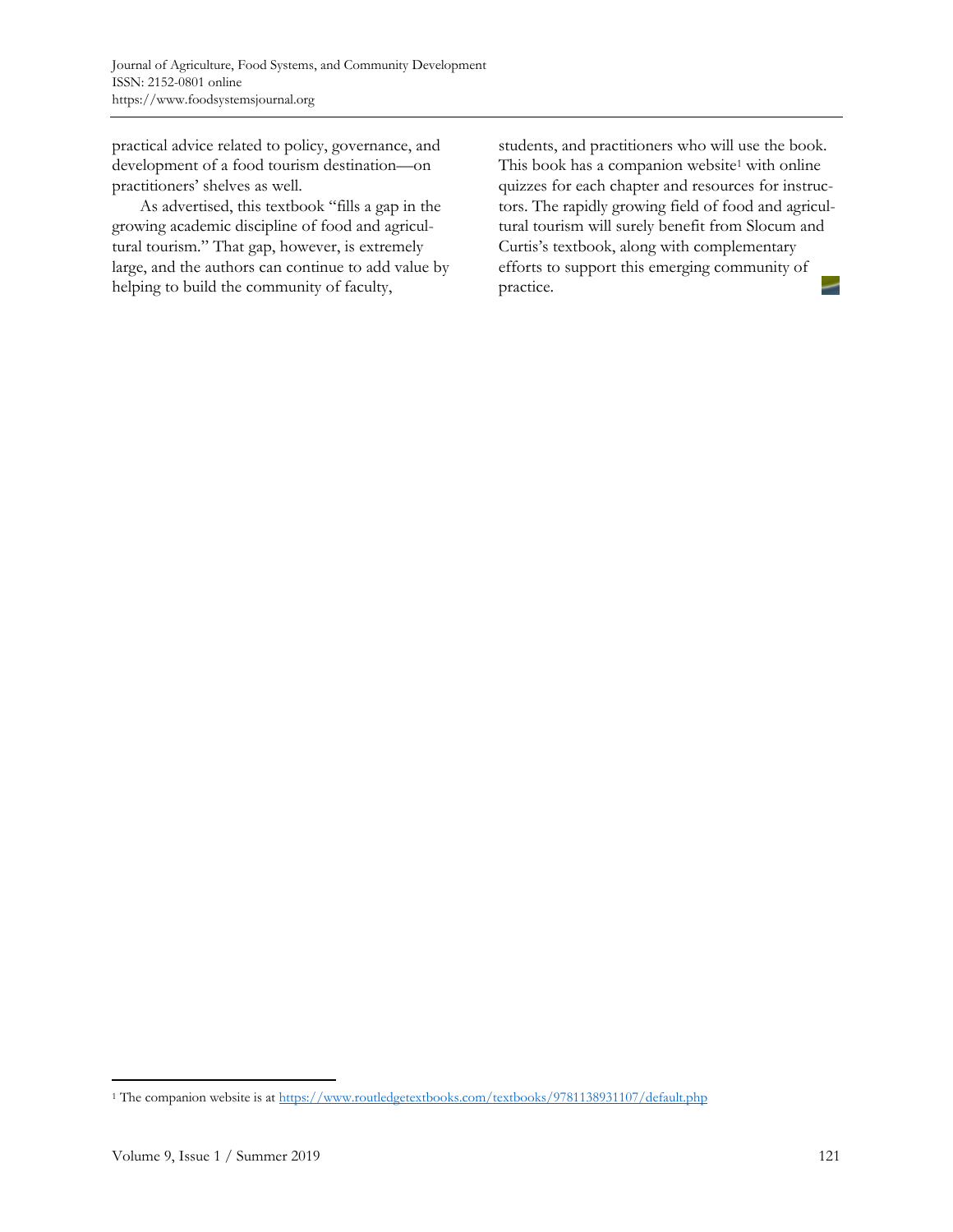practical advice related to policy, governance, and development of a food tourism destination—on practitioners' shelves as well.

As advertised, this textbook "fills a gap in the growing academic discipline of food and agricultural tourism." That gap, however, is extremely large, and the authors can continue to add value by helping to build the community of faculty, students, and practitioners who will use the book. This book has a companion website[1] with online quizzes for each chapter and resources for instructors. The rapidly growing field of food and agricultural tourism will surely benefit from Slocum and Curtis's textbook, along with complementary efforts to support this emerging community of practice.

---

[1] The companion website is at https://www.routledgetextbooks.com/textbooks/9781138931107/default.php